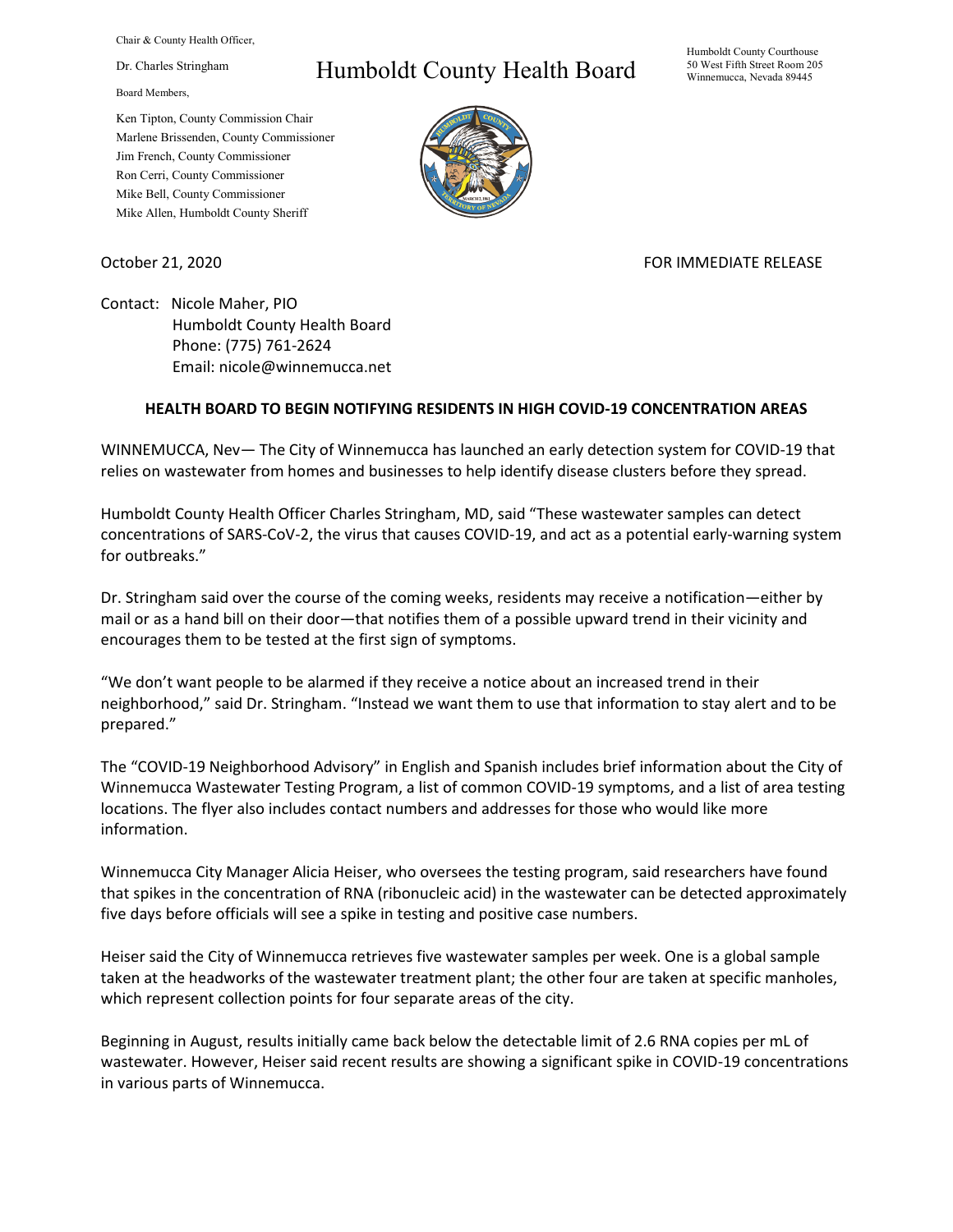Chair & County Health Officer,

Dr. Charles Stringham

Board Members,

Ken Tipton, County Commission Chair
Marlene Brissenden, County Commissioner
Jim French, County Commissioner
Ron Cerri, County Commissioner
Mike Bell, County Commissioner
Mike Allen, Humboldt County Sheriff

# Humboldt County Health Board

Humboldt County Courthouse
50 West Fifth Street Room 205
Winnemucca, Nevada 89445

October 21, 2020

FOR IMMEDIATE RELEASE

Contact: Nicole Maher, PIO
Humboldt County Health Board
Phone: (775) 761-2624
Email: nicole@winnemucca.net

## HEALTH BOARD TO BEGIN NOTIFYING RESIDENTS IN HIGH COVID-19 CONCENTRATION AREAS

WINNEMUCCA, Nev— The City of Winnemucca has launched an early detection system for COVID-19 that relies on wastewater from homes and businesses to help identify disease clusters before they spread.

Humboldt County Health Officer Charles Stringham, MD, said "These wastewater samples can detect concentrations of SARS-CoV-2, the virus that causes COVID-19, and act as a potential early-warning system for outbreaks."

Dr. Stringham said over the course of the coming weeks, residents may receive a notification—either by mail or as a hand bill on their door—that notifies them of a possible upward trend in their vicinity and encourages them to be tested at the first sign of symptoms.

"We don't want people to be alarmed if they receive a notice about an increased trend in their neighborhood," said Dr. Stringham. "Instead we want them to use that information to stay alert and to be prepared."

The "COVID-19 Neighborhood Advisory" in English and Spanish includes brief information about the City of Winnemucca Wastewater Testing Program, a list of common COVID-19 symptoms, and a list of area testing locations. The flyer also includes contact numbers and addresses for those who would like more information.

Winnemucca City Manager Alicia Heiser, who oversees the testing program, said researchers have found that spikes in the concentration of RNA (ribonucleic acid) in the wastewater can be detected approximately five days before officials will see a spike in testing and positive case numbers.

Heiser said the City of Winnemucca retrieves five wastewater samples per week. One is a global sample taken at the headworks of the wastewater treatment plant; the other four are taken at specific manholes, which represent collection points for four separate areas of the city.

Beginning in August, results initially came back below the detectable limit of 2.6 RNA copies per mL of wastewater. However, Heiser said recent results are showing a significant spike in COVID-19 concentrations in various parts of Winnemucca.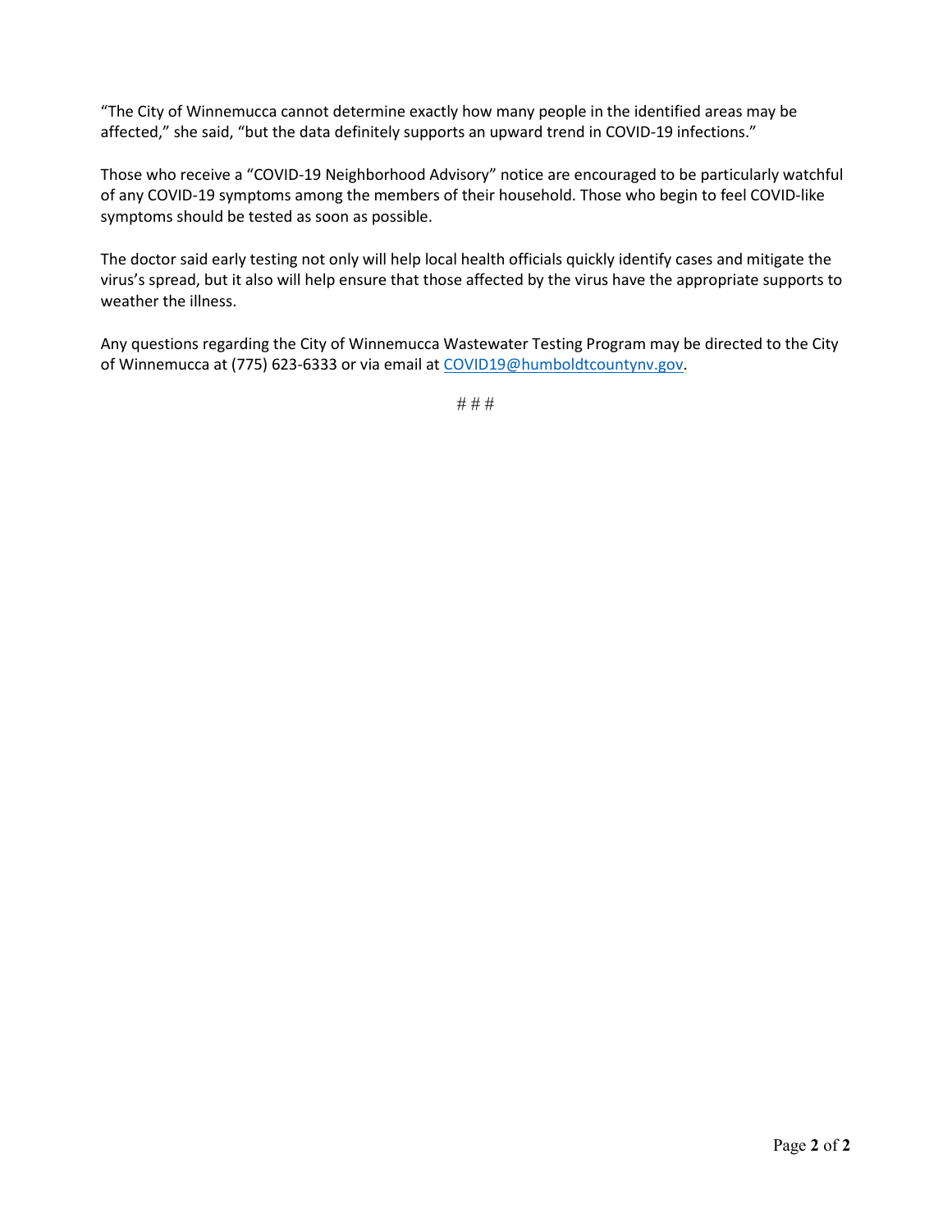"The City of Winnemucca cannot determine exactly how many people in the identified areas may be affected," she said, "but the data definitely supports an upward trend in COVID-19 infections."

Those who receive a "COVID-19 Neighborhood Advisory" notice are encouraged to be particularly watchful of any COVID-19 symptoms among the members of their household. Those who begin to feel COVID-like symptoms should be tested as soon as possible.

The doctor said early testing not only will help local health officials quickly identify cases and mitigate the virus's spread, but it also will help ensure that those affected by the virus have the appropriate supports to weather the illness.

Any questions regarding the City of Winnemucca Wastewater Testing Program may be directed to the City of Winnemucca at (775) 623-6333 or via email at COVID19@humboldtcountynv.gov.

# # #